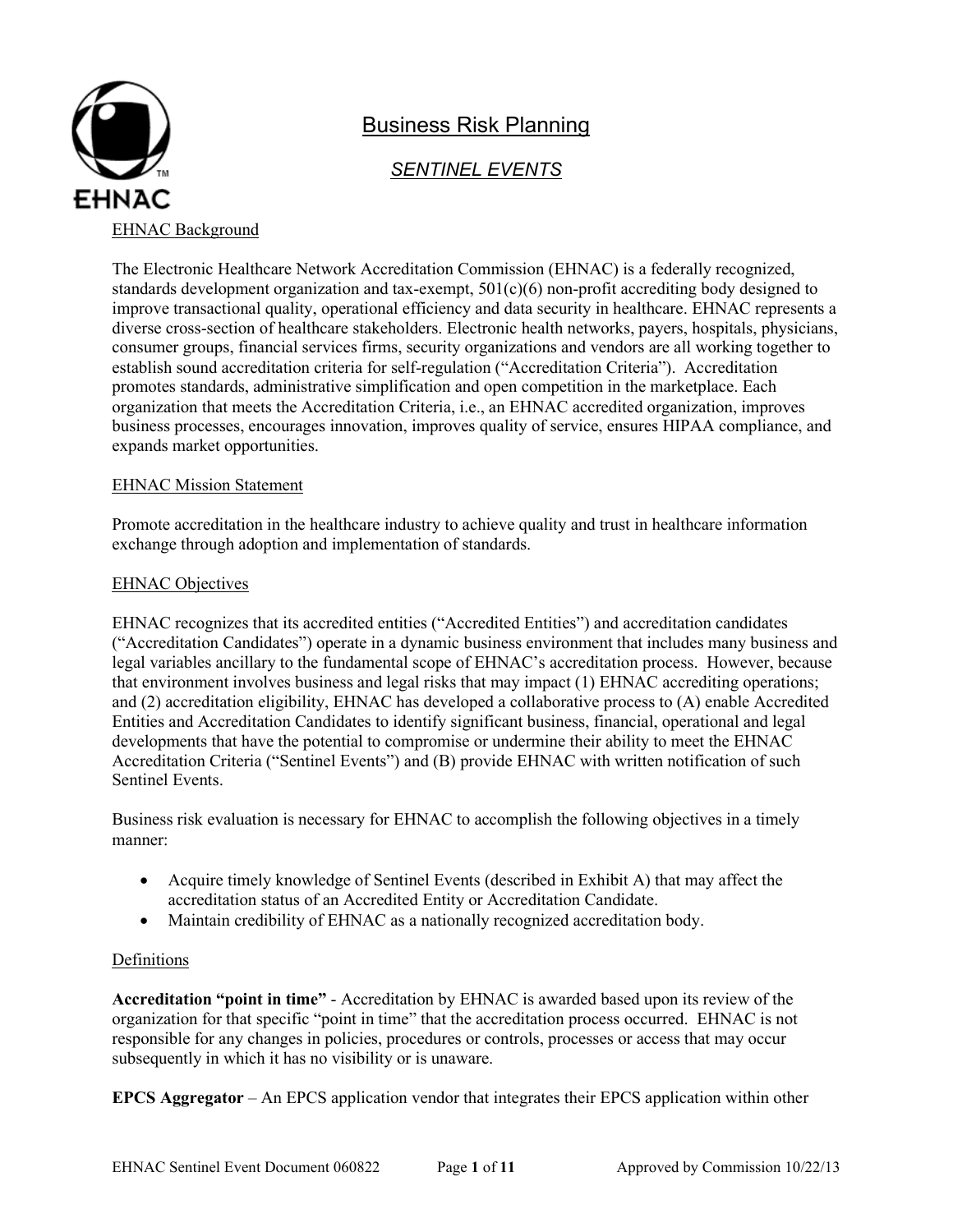# Business Risk Planning

## *SENTINEL EVENTS*

EHNAC Background

The Electronic Healthcare Network Accreditation Commission (EHNAC) is a federally recognized, standards development organization and tax-exempt, 501(c)(6) non-profit accrediting body designed to improve transactional quality, operational efficiency and data security in healthcare. EHNAC represents a diverse cross-section of healthcare stakeholders. Electronic health networks, payers, hospitals, physicians, consumer groups, financial services firms, security organizations and vendors are all working together to establish sound accreditation criteria for self-regulation ("Accreditation Criteria"). Accreditation promotes standards, administrative simplification and open competition in the marketplace. Each organization that meets the Accreditation Criteria, i.e., an EHNAC accredited organization, improves business processes, encourages innovation, improves quality of service, ensures HIPAA compliance, and expands market opportunities.

EHNAC Mission Statement

Promote accreditation in the healthcare industry to achieve quality and trust in healthcare information exchange through adoption and implementation of standards.

EHNAC Objectives

EHNAC recognizes that its accredited entities ("Accredited Entities") and accreditation candidates ("Accreditation Candidates") operate in a dynamic business environment that includes many business and legal variables ancillary to the fundamental scope of EHNAC's accreditation process. However, because that environment involves business and legal risks that may impact (1) EHNAC accrediting operations; and (2) accreditation eligibility, EHNAC has developed a collaborative process to (A) enable Accredited Entities and Accreditation Candidates to identify significant business, financial, operational and legal developments that have the potential to compromise or undermine their ability to meet the EHNAC Accreditation Criteria ("Sentinel Events") and (B) provide EHNAC with written notification of such Sentinel Events.

Business risk evaluation is necessary for EHNAC to accomplish the following objectives in a timely manner:

- Acquire timely knowledge of Sentinel Events (described in Exhibit A) that may affect the accreditation status of an Accredited Entity or Accreditation Candidate.
- Maintain credibility of EHNAC as a nationally recognized accreditation body.

Definitions

**Accreditation "point in time"** - Accreditation by EHNAC is awarded based upon its review of the organization for that specific "point in time" that the accreditation process occurred. EHNAC is not responsible for any changes in policies, procedures or controls, processes or access that may occur subsequently in which it has no visibility or is unaware.

**EPCS Aggregator** – An EPCS application vendor that integrates their EPCS application within other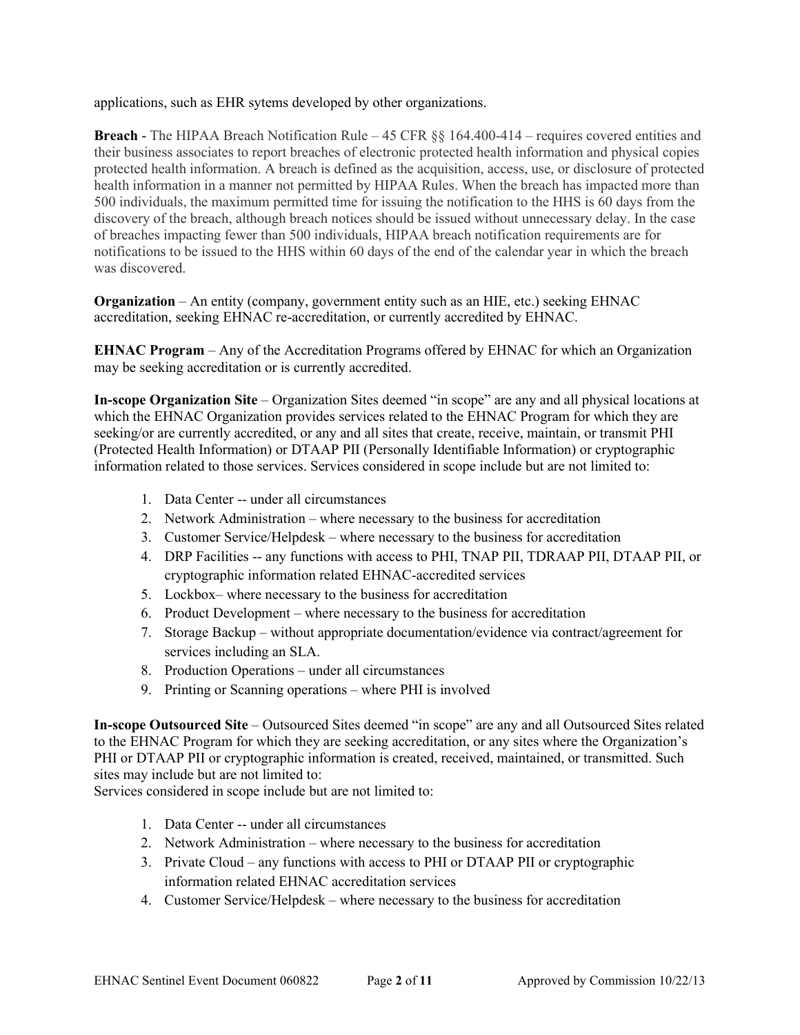applications, such as EHR sytems developed by other organizations.

**Breach** - The HIPAA Breach Notification Rule – 45 CFR §§ 164.400-414 – requires covered entities and their business associates to report breaches of electronic protected health information and physical copies protected health information. A breach is defined as the acquisition, access, use, or disclosure of protected health information in a manner not permitted by HIPAA Rules. When the breach has impacted more than 500 individuals, the maximum permitted time for issuing the notification to the HHS is 60 days from the discovery of the breach, although breach notices should be issued without unnecessary delay. In the case of breaches impacting fewer than 500 individuals, HIPAA breach notification requirements are for notifications to be issued to the HHS within 60 days of the end of the calendar year in which the breach was discovered.

**Organization** – An entity (company, government entity such as an HIE, etc.) seeking EHNAC accreditation, seeking EHNAC re-accreditation, or currently accredited by EHNAC.

**EHNAC Program** – Any of the Accreditation Programs offered by EHNAC for which an Organization may be seeking accreditation or is currently accredited.

**In-scope Organization Site** – Organization Sites deemed "in scope" are any and all physical locations at which the EHNAC Organization provides services related to the EHNAC Program for which they are seeking/or are currently accredited, or any and all sites that create, receive, maintain, or transmit PHI (Protected Health Information) or DTAAP PII (Personally Identifiable Information) or cryptographic information related to those services. Services considered in scope include but are not limited to:

1. Data Center -- under all circumstances
2. Network Administration – where necessary to the business for accreditation
3. Customer Service/Helpdesk – where necessary to the business for accreditation
4. DRP Facilities -- any functions with access to PHI, TNAP PII, TDRAAP PII, DTAAP PII, or cryptographic information related EHNAC-accredited services
5. Lockbox– where necessary to the business for accreditation
6. Product Development – where necessary to the business for accreditation
7. Storage Backup – without appropriate documentation/evidence via contract/agreement for services including an SLA.
8. Production Operations – under all circumstances
9. Printing or Scanning operations – where PHI is involved

**In-scope Outsourced Site** – Outsourced Sites deemed "in scope" are any and all Outsourced Sites related to the EHNAC Program for which they are seeking accreditation, or any sites where the Organization's PHI or DTAAP PII or cryptographic information is created, received, maintained, or transmitted. Such sites may include but are not limited to:
Services considered in scope include but are not limited to:

1. Data Center -- under all circumstances
2. Network Administration – where necessary to the business for accreditation
3. Private Cloud – any functions with access to PHI or DTAAP PII or cryptographic information related EHNAC accreditation services
4. Customer Service/Helpdesk – where necessary to the business for accreditation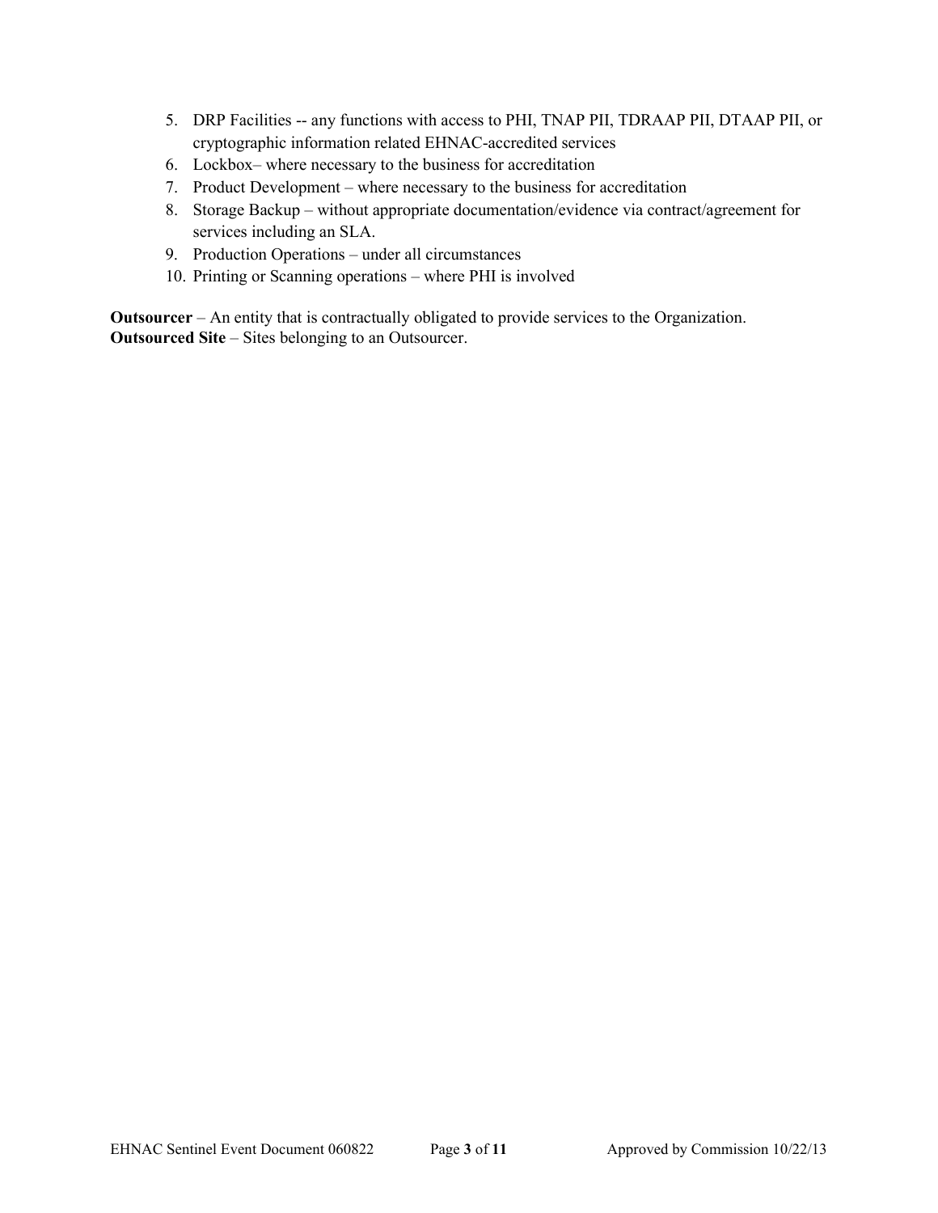5. DRP Facilities -- any functions with access to PHI, TNAP PII, TDRAAP PII, DTAAP PII, or cryptographic information related EHNAC-accredited services
6. Lockbox– where necessary to the business for accreditation
7. Product Development – where necessary to the business for accreditation
8. Storage Backup – without appropriate documentation/evidence via contract/agreement for services including an SLA.
9. Production Operations – under all circumstances
10. Printing or Scanning operations – where PHI is involved

**Outsourcer** – An entity that is contractually obligated to provide services to the Organization.
**Outsourced Site** – Sites belonging to an Outsourcer.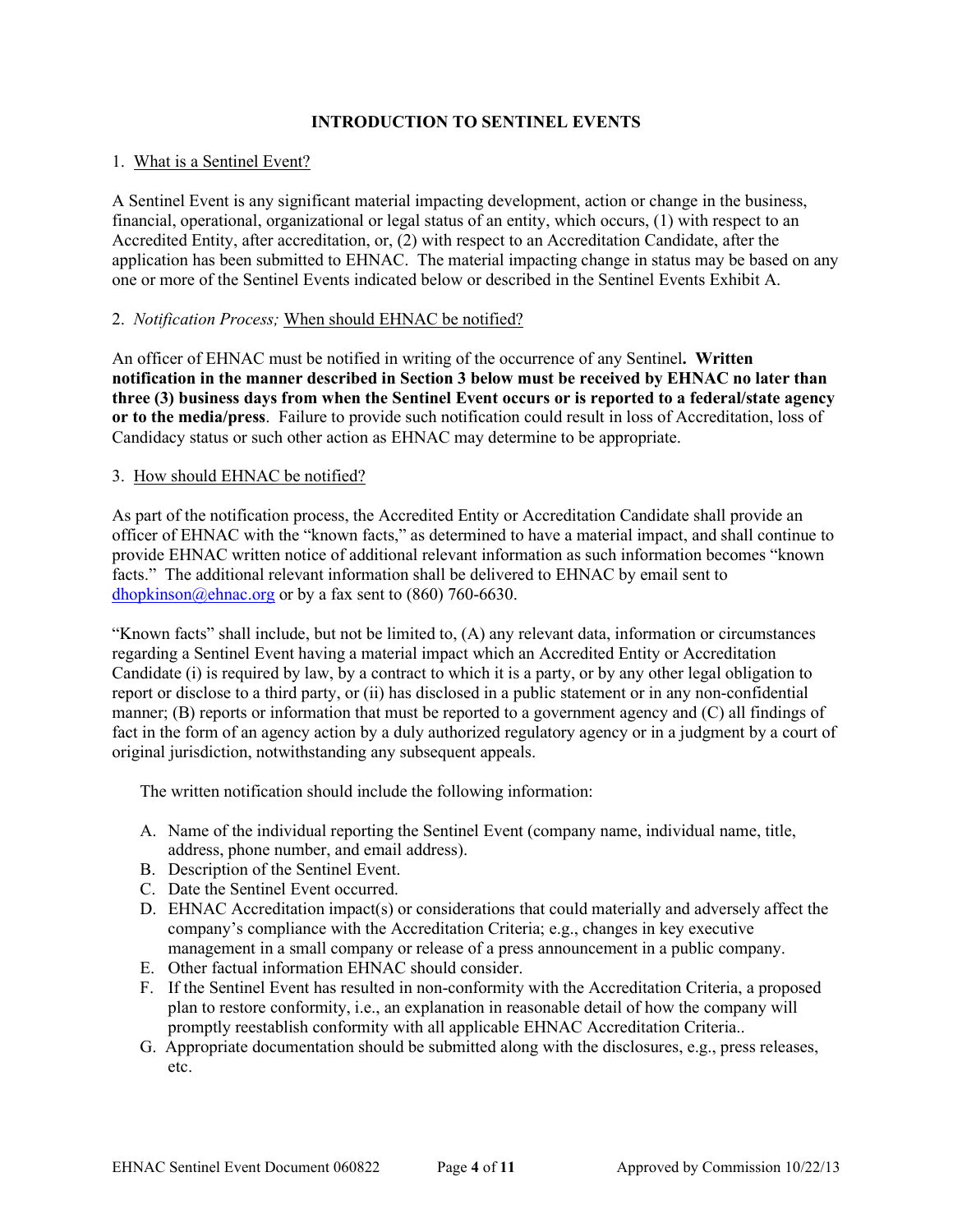# INTRODUCTION TO SENTINEL EVENTS

1. What is a Sentinel Event?

A Sentinel Event is any significant material impacting development, action or change in the business, financial, operational, organizational or legal status of an entity, which occurs, (1) with respect to an Accredited Entity, after accreditation, or, (2) with respect to an Accreditation Candidate, after the application has been submitted to EHNAC. The material impacting change in status may be based on any one or more of the Sentinel Events indicated below or described in the Sentinel Events Exhibit A.

2. *Notification Process;* When should EHNAC be notified?

An officer of EHNAC must be notified in writing of the occurrence of any Sentinel**. Written notification in the manner described in Section 3 below must be received by EHNAC no later than three (3) business days from when the Sentinel Event occurs or is reported to a federal/state agency or to the media/press**. Failure to provide such notification could result in loss of Accreditation, loss of Candidacy status or such other action as EHNAC may determine to be appropriate.

3. How should EHNAC be notified?

As part of the notification process, the Accredited Entity or Accreditation Candidate shall provide an officer of EHNAC with the "known facts," as determined to have a material impact, and shall continue to provide EHNAC written notice of additional relevant information as such information becomes "known facts." The additional relevant information shall be delivered to EHNAC by email sent to dhopkinson@ehnac.org or by a fax sent to (860) 760-6630.

"Known facts" shall include, but not be limited to, (A) any relevant data, information or circumstances regarding a Sentinel Event having a material impact which an Accredited Entity or Accreditation Candidate (i) is required by law, by a contract to which it is a party, or by any other legal obligation to report or disclose to a third party, or (ii) has disclosed in a public statement or in any non-confidential manner; (B) reports or information that must be reported to a government agency and (C) all findings of fact in the form of an agency action by a duly authorized regulatory agency or in a judgment by a court of original jurisdiction, notwithstanding any subsequent appeals.

The written notification should include the following information:

A. Name of the individual reporting the Sentinel Event (company name, individual name, title, address, phone number, and email address).
B. Description of the Sentinel Event.
C. Date the Sentinel Event occurred.
D. EHNAC Accreditation impact(s) or considerations that could materially and adversely affect the company's compliance with the Accreditation Criteria; e.g., changes in key executive management in a small company or release of a press announcement in a public company.
E. Other factual information EHNAC should consider.
F. If the Sentinel Event has resulted in non-conformity with the Accreditation Criteria, a proposed plan to restore conformity, i.e., an explanation in reasonable detail of how the company will promptly reestablish conformity with all applicable EHNAC Accreditation Criteria..
G. Appropriate documentation should be submitted along with the disclosures, e.g., press releases, etc.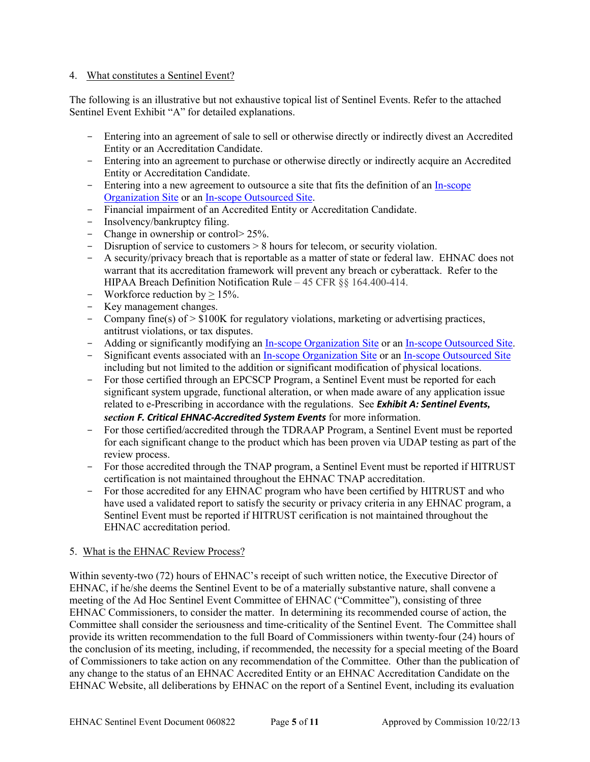4. What constitutes a Sentinel Event?

The following is an illustrative but not exhaustive topical list of Sentinel Events. Refer to the attached Sentinel Event Exhibit "A" for detailed explanations.

- Entering into an agreement of sale to sell or otherwise directly or indirectly divest an Accredited Entity or an Accreditation Candidate.
- Entering into an agreement to purchase or otherwise directly or indirectly acquire an Accredited Entity or Accreditation Candidate.
- Entering into a new agreement to outsource a site that fits the definition of an In-scope Organization Site or an In-scope Outsourced Site.
- Financial impairment of an Accredited Entity or Accreditation Candidate.
- Insolvency/bankruptcy filing.
- Change in ownership or control> 25%.
- Disruption of service to customers > 8 hours for telecom, or security violation.
- A security/privacy breach that is reportable as a matter of state or federal law. EHNAC does not warrant that its accreditation framework will prevent any breach or cyberattack. Refer to the HIPAA Breach Definition Notification Rule – 45 CFR §§ 164.400-414.
- Workforce reduction by $\geq$ 15%.
- Key management changes.
- Company fine(s) of > $100K for regulatory violations, marketing or advertising practices, antitrust violations, or tax disputes.
- Adding or significantly modifying an In-scope Organization Site or an In-scope Outsourced Site.
- Significant events associated with an In-scope Organization Site or an In-scope Outsourced Site including but not limited to the addition or significant modification of physical locations.
- For those certified through an EPCSCP Program, a Sentinel Event must be reported for each significant system upgrade, functional alteration, or when made aware of any application issue related to e-Prescribing in accordance with the regulations. See ***Exhibit A: Sentinel Events, section F. Critical EHNAC-Accredited System Events*** for more information.
- For those certified/accredited through the TDRAAP Program, a Sentinel Event must be reported for each significant change to the product which has been proven via UDAP testing as part of the review process.
- For those accredited through the TNAP program, a Sentinel Event must be reported if HITRUST certification is not maintained throughout the EHNAC TNAP accreditation.
- For those accredited for any EHNAC program who have been certified by HITRUST and who have used a validated report to satisfy the security or privacy criteria in any EHNAC program, a Sentinel Event must be reported if HITRUST cerification is not maintained throughout the EHNAC accreditation period.

5. What is the EHNAC Review Process?

Within seventy-two (72) hours of EHNAC's receipt of such written notice, the Executive Director of EHNAC, if he/she deems the Sentinel Event to be of a materially substantive nature, shall convene a meeting of the Ad Hoc Sentinel Event Committee of EHNAC ("Committee"), consisting of three EHNAC Commissioners, to consider the matter. In determining its recommended course of action, the Committee shall consider the seriousness and time-criticality of the Sentinel Event. The Committee shall provide its written recommendation to the full Board of Commissioners within twenty-four (24) hours of the conclusion of its meeting, including, if recommended, the necessity for a special meeting of the Board of Commissioners to take action on any recommendation of the Committee. Other than the publication of any change to the status of an EHNAC Accredited Entity or an EHNAC Accreditation Candidate on the EHNAC Website, all deliberations by EHNAC on the report of a Sentinel Event, including its evaluation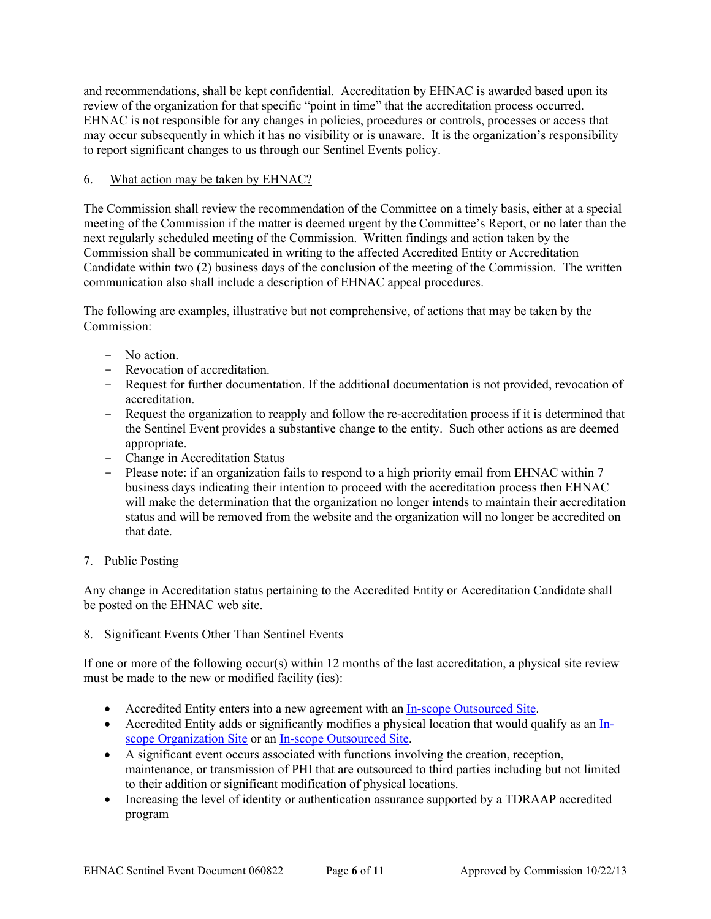and recommendations, shall be kept confidential. Accreditation by EHNAC is awarded based upon its review of the organization for that specific "point in time" that the accreditation process occurred. EHNAC is not responsible for any changes in policies, procedures or controls, processes or access that may occur subsequently in which it has no visibility or is unaware. It is the organization's responsibility to report significant changes to us through our Sentinel Events policy.

6. What action may be taken by EHNAC?

The Commission shall review the recommendation of the Committee on a timely basis, either at a special meeting of the Commission if the matter is deemed urgent by the Committee's Report, or no later than the next regularly scheduled meeting of the Commission. Written findings and action taken by the Commission shall be communicated in writing to the affected Accredited Entity or Accreditation Candidate within two (2) business days of the conclusion of the meeting of the Commission. The written communication also shall include a description of EHNAC appeal procedures.

The following are examples, illustrative but not comprehensive, of actions that may be taken by the Commission:

- No action.
- Revocation of accreditation.
- Request for further documentation. If the additional documentation is not provided, revocation of accreditation.
- Request the organization to reapply and follow the re-accreditation process if it is determined that the Sentinel Event provides a substantive change to the entity. Such other actions as are deemed appropriate.
- Change in Accreditation Status
- Please note: if an organization fails to respond to a high priority email from EHNAC within 7 business days indicating their intention to proceed with the accreditation process then EHNAC will make the determination that the organization no longer intends to maintain their accreditation status and will be removed from the website and the organization will no longer be accredited on that date.

7. Public Posting

Any change in Accreditation status pertaining to the Accredited Entity or Accreditation Candidate shall be posted on the EHNAC web site.

8. Significant Events Other Than Sentinel Events

If one or more of the following occur(s) within 12 months of the last accreditation, a physical site review must be made to the new or modified facility (ies):

- Accredited Entity enters into a new agreement with an In-scope Outsourced Site.
- Accredited Entity adds or significantly modifies a physical location that would qualify as an In-scope Organization Site or an In-scope Outsourced Site.
- A significant event occurs associated with functions involving the creation, reception, maintenance, or transmission of PHI that are outsourced to third parties including but not limited to their addition or significant modification of physical locations.
- Increasing the level of identity or authentication assurance supported by a TDRAAP accredited program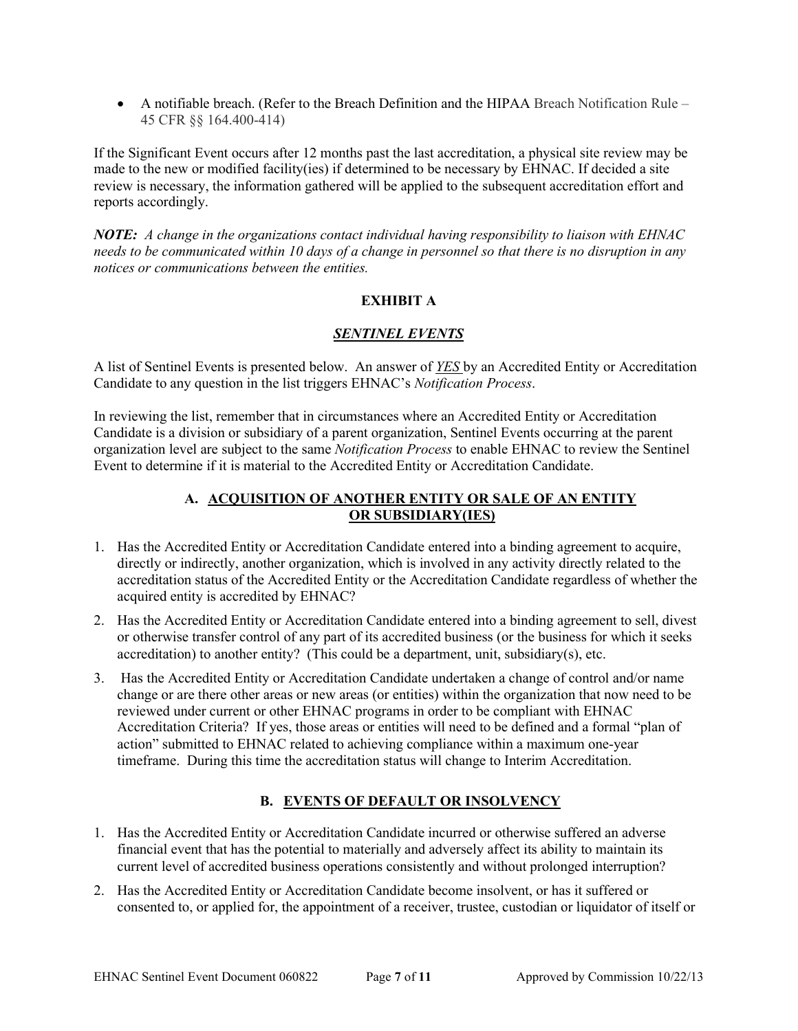- A notifiable breach. (Refer to the Breach Definition and the HIPAA Breach Notification Rule – 45 CFR §§ 164.400-414)

If the Significant Event occurs after 12 months past the last accreditation, a physical site review may be made to the new or modified facility(ies) if determined to be necessary by EHNAC. If decided a site review is necessary, the information gathered will be applied to the subsequent accreditation effort and reports accordingly.

***NOTE:*** *A change in the organizations contact individual having responsibility to liaison with EHNAC needs to be communicated within 10 days of a change in personnel so that there is no disruption in any notices or communications between the entities.*

## EXHIBIT A

## ***SENTINEL EVENTS***

A list of Sentinel Events is presented below. An answer of ***YES*** by an Accredited Entity or Accreditation Candidate to any question in the list triggers EHNAC's *Notification Process*.

In reviewing the list, remember that in circumstances where an Accredited Entity or Accreditation Candidate is a division or subsidiary of a parent organization, Sentinel Events occurring at the parent organization level are subject to the same *Notification Process* to enable EHNAC to review the Sentinel Event to determine if it is material to the Accredited Entity or Accreditation Candidate.

### A. ACQUISITION OF ANOTHER ENTITY OR SALE OF AN ENTITY OR SUBSIDIARY(IES)

1. Has the Accredited Entity or Accreditation Candidate entered into a binding agreement to acquire, directly or indirectly, another organization, which is involved in any activity directly related to the accreditation status of the Accredited Entity or the Accreditation Candidate regardless of whether the acquired entity is accredited by EHNAC?
2. Has the Accredited Entity or Accreditation Candidate entered into a binding agreement to sell, divest or otherwise transfer control of any part of its accredited business (or the business for which it seeks accreditation) to another entity? (This could be a department, unit, subsidiary(s), etc.
3. Has the Accredited Entity or Accreditation Candidate undertaken a change of control and/or name change or are there other areas or new areas (or entities) within the organization that now need to be reviewed under current or other EHNAC programs in order to be compliant with EHNAC Accreditation Criteria? If yes, those areas or entities will need to be defined and a formal "plan of action" submitted to EHNAC related to achieving compliance within a maximum one-year timeframe. During this time the accreditation status will change to Interim Accreditation.

### B. EVENTS OF DEFAULT OR INSOLVENCY

1. Has the Accredited Entity or Accreditation Candidate incurred or otherwise suffered an adverse financial event that has the potential to materially and adversely affect its ability to maintain its current level of accredited business operations consistently and without prolonged interruption?
2. Has the Accredited Entity or Accreditation Candidate become insolvent, or has it suffered or consented to, or applied for, the appointment of a receiver, trustee, custodian or liquidator of itself or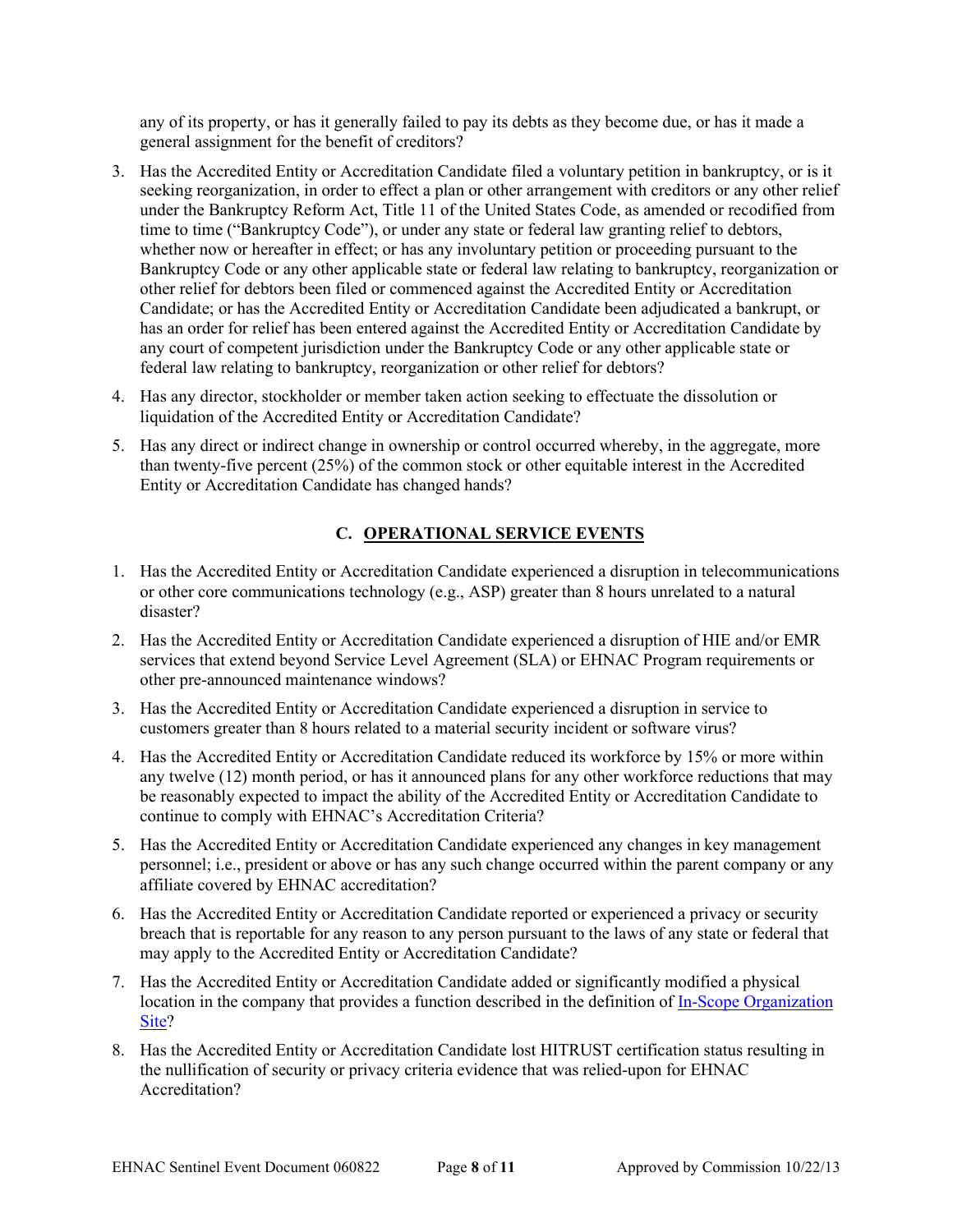any of its property, or has it generally failed to pay its debts as they become due, or has it made a general assignment for the benefit of creditors?

3. Has the Accredited Entity or Accreditation Candidate filed a voluntary petition in bankruptcy, or is it seeking reorganization, in order to effect a plan or other arrangement with creditors or any other relief under the Bankruptcy Reform Act, Title 11 of the United States Code, as amended or recodified from time to time ("Bankruptcy Code"), or under any state or federal law granting relief to debtors, whether now or hereafter in effect; or has any involuntary petition or proceeding pursuant to the Bankruptcy Code or any other applicable state or federal law relating to bankruptcy, reorganization or other relief for debtors been filed or commenced against the Accredited Entity or Accreditation Candidate; or has the Accredited Entity or Accreditation Candidate been adjudicated a bankrupt, or has an order for relief has been entered against the Accredited Entity or Accreditation Candidate by any court of competent jurisdiction under the Bankruptcy Code or any other applicable state or federal law relating to bankruptcy, reorganization or other relief for debtors?
4. Has any director, stockholder or member taken action seeking to effectuate the dissolution or liquidation of the Accredited Entity or Accreditation Candidate?
5. Has any direct or indirect change in ownership or control occurred whereby, in the aggregate, more than twenty-five percent (25%) of the common stock or other equitable interest in the Accredited Entity or Accreditation Candidate has changed hands?

## C. OPERATIONAL SERVICE EVENTS

1. Has the Accredited Entity or Accreditation Candidate experienced a disruption in telecommunications or other core communications technology (e.g., ASP) greater than 8 hours unrelated to a natural disaster?
2. Has the Accredited Entity or Accreditation Candidate experienced a disruption of HIE and/or EMR services that extend beyond Service Level Agreement (SLA) or EHNAC Program requirements or other pre-announced maintenance windows?
3. Has the Accredited Entity or Accreditation Candidate experienced a disruption in service to customers greater than 8 hours related to a material security incident or software virus?
4. Has the Accredited Entity or Accreditation Candidate reduced its workforce by 15% or more within any twelve (12) month period, or has it announced plans for any other workforce reductions that may be reasonably expected to impact the ability of the Accredited Entity or Accreditation Candidate to continue to comply with EHNAC's Accreditation Criteria?
5. Has the Accredited Entity or Accreditation Candidate experienced any changes in key management personnel; i.e., president or above or has any such change occurred within the parent company or any affiliate covered by EHNAC accreditation?
6. Has the Accredited Entity or Accreditation Candidate reported or experienced a privacy or security breach that is reportable for any reason to any person pursuant to the laws of any state or federal that may apply to the Accredited Entity or Accreditation Candidate?
7. Has the Accredited Entity or Accreditation Candidate added or significantly modified a physical location in the company that provides a function described in the definition of In-Scope Organization Site?
8. Has the Accredited Entity or Accreditation Candidate lost HITRUST certification status resulting in the nullification of security or privacy criteria evidence that was relied-upon for EHNAC Accreditation?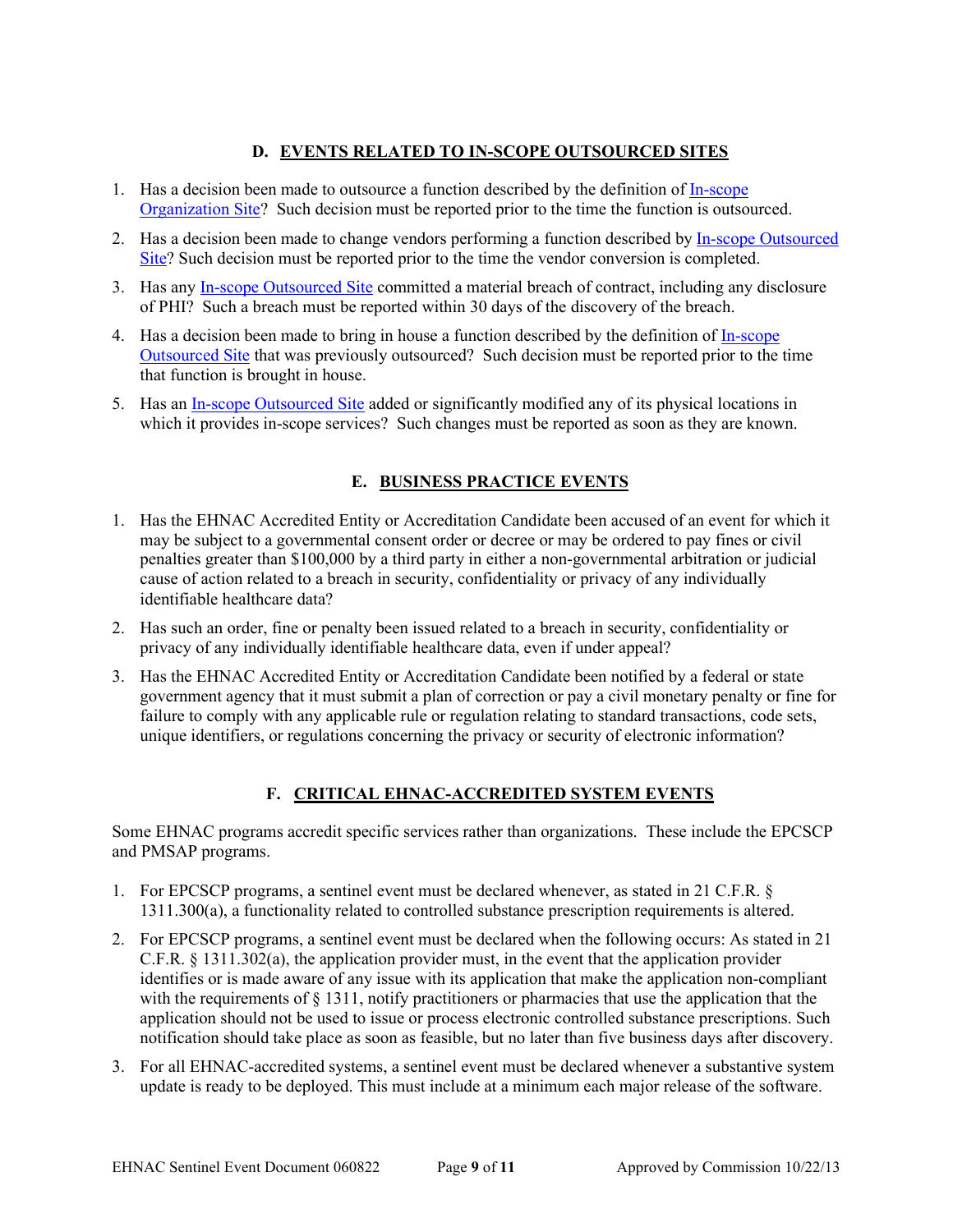### D. EVENTS RELATED TO IN-SCOPE OUTSOURCED SITES

1. Has a decision been made to outsource a function described by the definition of In-scope Organization Site? Such decision must be reported prior to the time the function is outsourced.
2. Has a decision been made to change vendors performing a function described by In-scope Outsourced Site? Such decision must be reported prior to the time the vendor conversion is completed.
3. Has any In-scope Outsourced Site committed a material breach of contract, including any disclosure of PHI? Such a breach must be reported within 30 days of the discovery of the breach.
4. Has a decision been made to bring in house a function described by the definition of In-scope Outsourced Site that was previously outsourced? Such decision must be reported prior to the time that function is brought in house.
5. Has an In-scope Outsourced Site added or significantly modified any of its physical locations in which it provides in-scope services? Such changes must be reported as soon as they are known.

### E. BUSINESS PRACTICE EVENTS

1. Has the EHNAC Accredited Entity or Accreditation Candidate been accused of an event for which it may be subject to a governmental consent order or decree or may be ordered to pay fines or civil penalties greater than $100,000 by a third party in either a non-governmental arbitration or judicial cause of action related to a breach in security, confidentiality or privacy of any individually identifiable healthcare data?
2. Has such an order, fine or penalty been issued related to a breach in security, confidentiality or privacy of any individually identifiable healthcare data, even if under appeal?
3. Has the EHNAC Accredited Entity or Accreditation Candidate been notified by a federal or state government agency that it must submit a plan of correction or pay a civil monetary penalty or fine for failure to comply with any applicable rule or regulation relating to standard transactions, code sets, unique identifiers, or regulations concerning the privacy or security of electronic information?

### F. CRITICAL EHNAC-ACCREDITED SYSTEM EVENTS

Some EHNAC programs accredit specific services rather than organizations. These include the EPCSCP and PMSAP programs.

1. For EPCSCP programs, a sentinel event must be declared whenever, as stated in 21 C.F.R. § 1311.300(a), a functionality related to controlled substance prescription requirements is altered.
2. For EPCSCP programs, a sentinel event must be declared when the following occurs: As stated in 21 C.F.R. § 1311.302(a), the application provider must, in the event that the application provider identifies or is made aware of any issue with its application that make the application non-compliant with the requirements of § 1311, notify practitioners or pharmacies that use the application that the application should not be used to issue or process electronic controlled substance prescriptions. Such notification should take place as soon as feasible, but no later than five business days after discovery.
3. For all EHNAC-accredited systems, a sentinel event must be declared whenever a substantive system update is ready to be deployed. This must include at a minimum each major release of the software.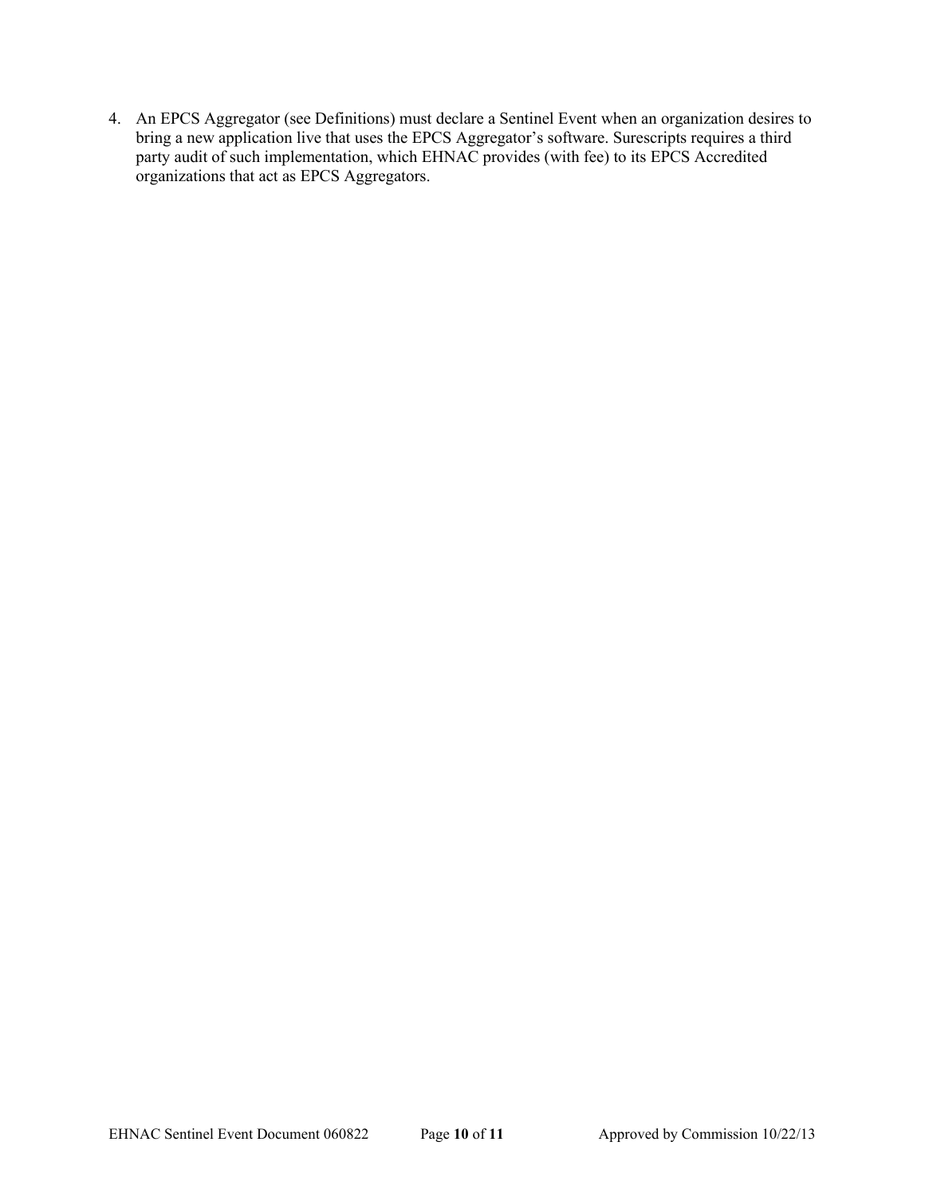4. An EPCS Aggregator (see Definitions) must declare a Sentinel Event when an organization desires to bring a new application live that uses the EPCS Aggregator's software. Surescripts requires a third party audit of such implementation, which EHNAC provides (with fee) to its EPCS Accredited organizations that act as EPCS Aggregators.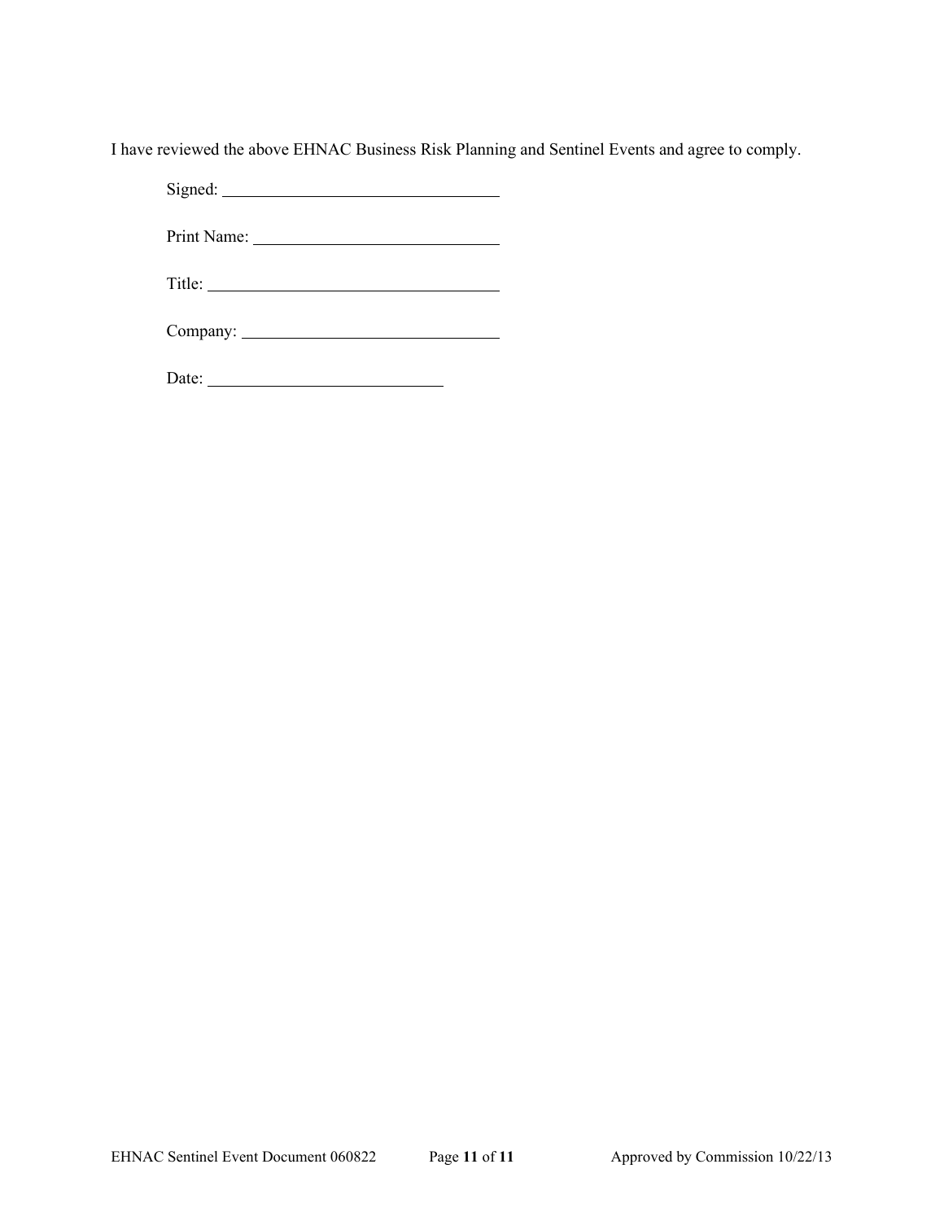I have reviewed the above EHNAC Business Risk Planning and Sentinel Events and agree to comply.

Signed: ________________________________

Print Name: ____________________________

Title: _________________________________

Company: ______________________________

Date: ___________________________